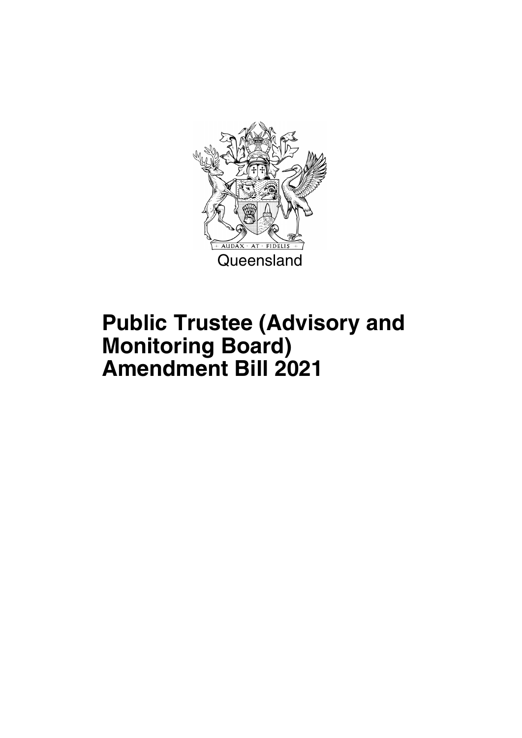AUDAX · AT · FIDELIS

Queensland

# Public Trustee (Advisory and Monitoring Board) Amendment Bill 2021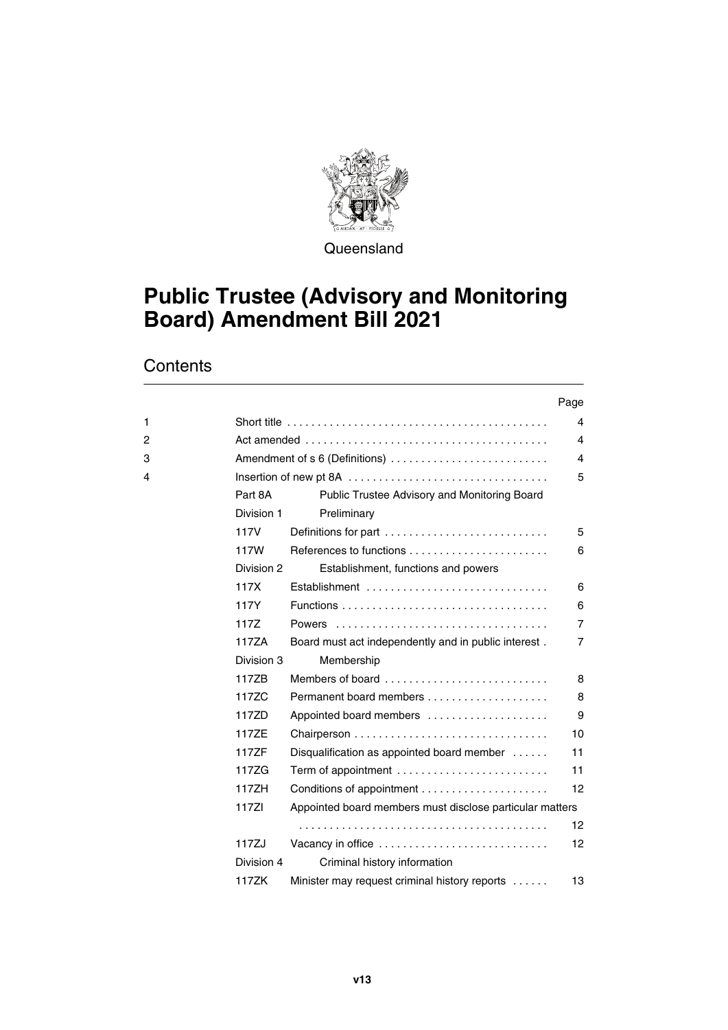Queensland

# Public Trustee (Advisory and Monitoring Board) Amendment Bill 2021

## Contents

| | | | Page |
|---|---|---|---|
| 1 | Short title | | 4 |
| 2 | Act amended | | 4 |
| 3 | Amendment of s 6 (Definitions) | | 4 |
| 4 | Insertion of new pt 8A | | 5 |
| | Part 8A | Public Trustee Advisory and Monitoring Board | |
| | Division 1 | Preliminary | |
| | 117V | Definitions for part | 5 |
| | 117W | References to functions | 6 |
| | Division 2 | Establishment, functions and powers | |
| | 117X | Establishment | 6 |
| | 117Y | Functions | 6 |
| | 117Z | Powers | 7 |
| | 117ZA | Board must act independently and in public interest | 7 |
| | Division 3 | Membership | |
| | 117ZB | Members of board | 8 |
| | 117ZC | Permanent board members | 8 |
| | 117ZD | Appointed board members | 9 |
| | 117ZE | Chairperson | 10 |
| | 117ZF | Disqualification as appointed board member | 11 |
| | 117ZG | Term of appointment | 11 |
| | 117ZH | Conditions of appointment | 12 |
| | 117ZI | Appointed board members must disclose particular matters | 12 |
| | 117ZJ | Vacancy in office | 12 |
| | Division 4 | Criminal history information | |
| | 117ZK | Minister may request criminal history reports | 13 |

v13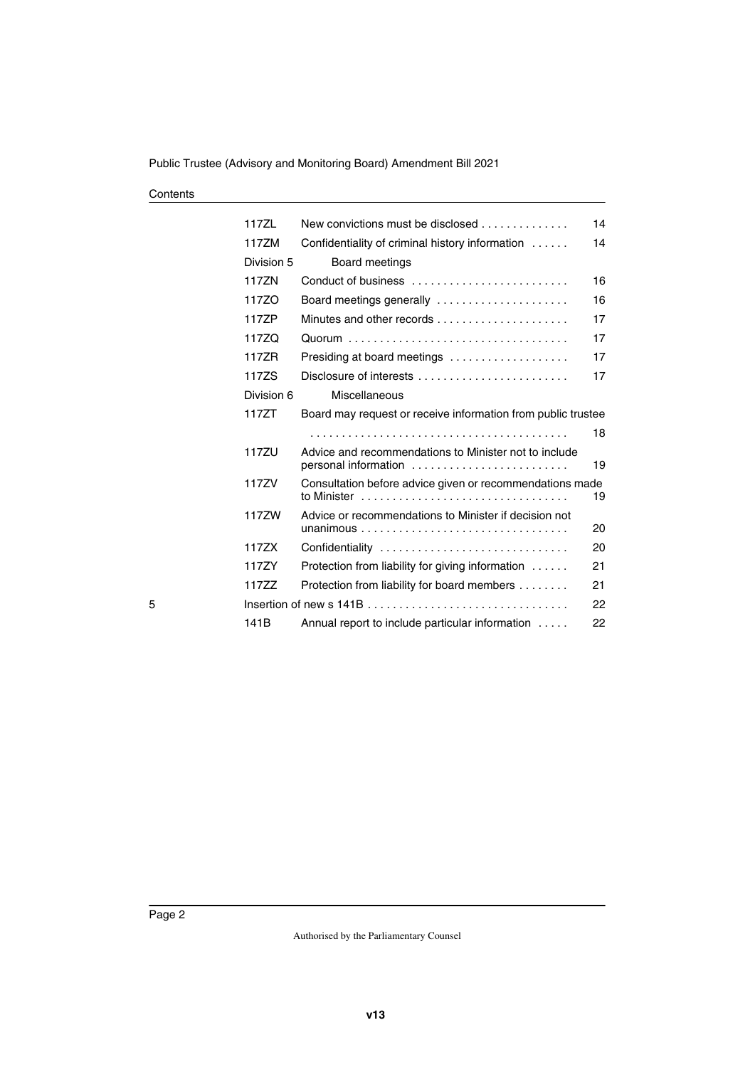Contents

| | | |
|---|---|---|
| 117ZL | New convictions must be disclosed | 14 |
| 117ZM | Confidentiality of criminal history information | 14 |
| Division 5 | Board meetings | |
| 117ZN | Conduct of business | 16 |
| 117ZO | Board meetings generally | 16 |
| 117ZP | Minutes and other records | 17 |
| 117ZQ | Quorum | 17 |
| 117ZR | Presiding at board meetings | 17 |
| 117ZS | Disclosure of interests | 17 |
| Division 6 | Miscellaneous | |
| 117ZT | Board may request or receive information from public trustee | 18 |
| 117ZU | Advice and recommendations to Minister not to include personal information | 19 |
| 117ZV | Consultation before advice given or recommendations made to Minister | 19 |
| 117ZW | Advice or recommendations to Minister if decision not unanimous | 20 |
| 117ZX | Confidentiality | 20 |
| 117ZY | Protection from liability for giving information | 21 |
| 117ZZ | Protection from liability for board members | 21 |
| 5 | Insertion of new s 141B | 22 |
| 141B | Annual report to include particular information | 22 |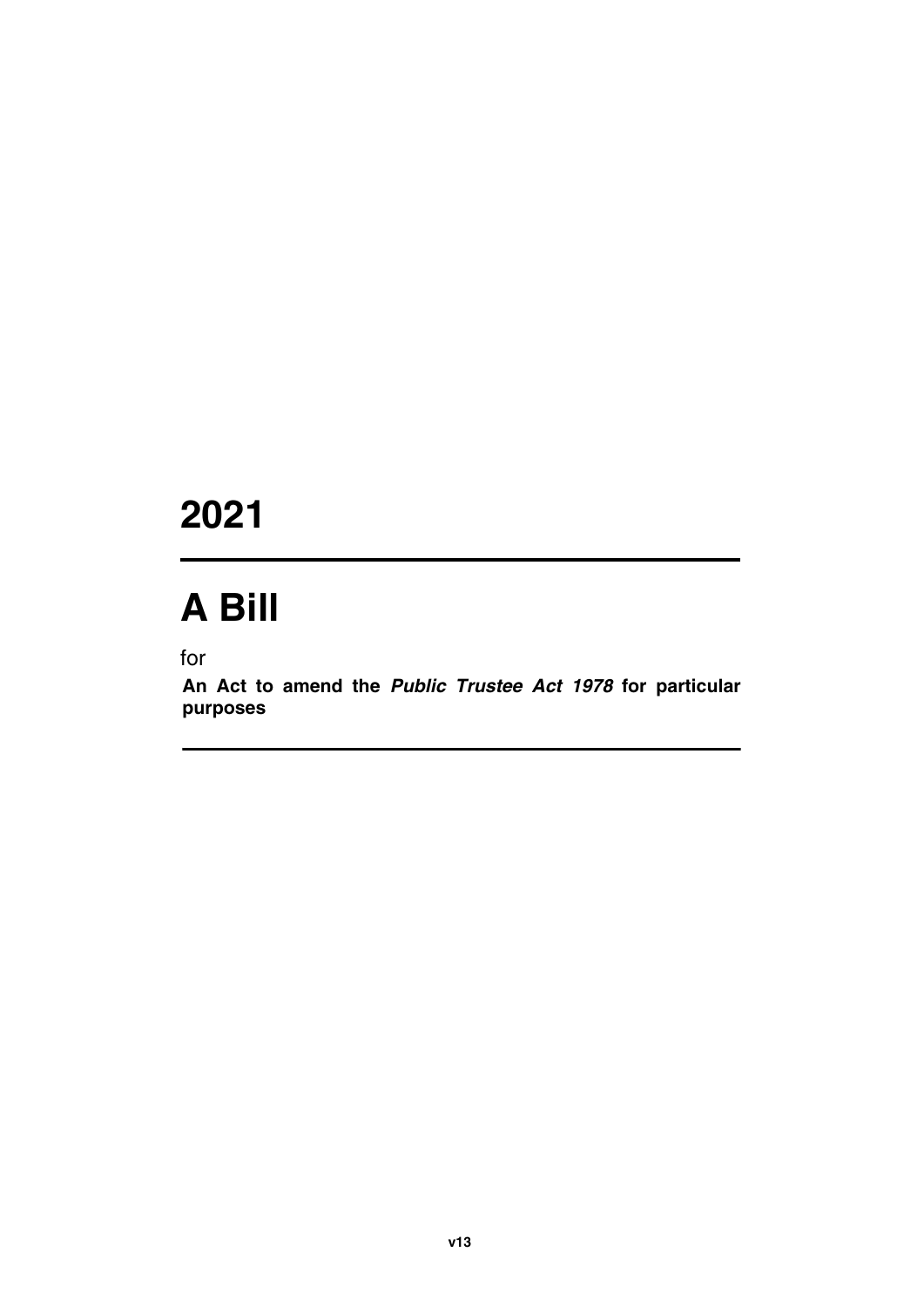# 2021

# A Bill

for

**An Act to amend the *Public Trustee Act 1978* for particular purposes**

**v13**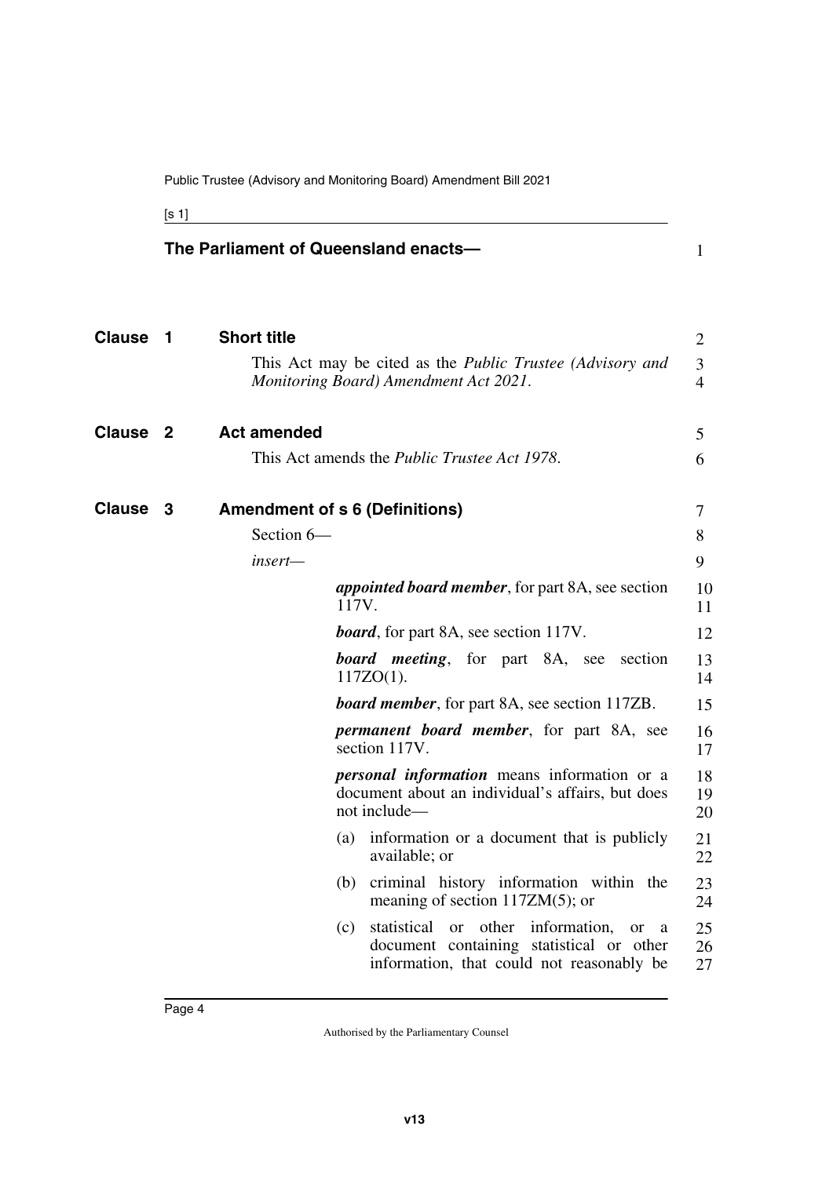The Parliament of Queensland enacts—

## Clause 1 Short title

This Act may be cited as the *Public Trustee (Advisory and Monitoring Board) Amendment Act 2021*.

## Clause 2 Act amended

This Act amends the *Public Trustee Act 1978*.

## Clause 3 Amendment of s 6 (Definitions)

Section 6—

*insert*—

***appointed board member***, for part 8A, see section 117V.

***board***, for part 8A, see section 117V.

***board meeting***, for part 8A, see section 117ZO(1).

***board member***, for part 8A, see section 117ZB.

***permanent board member***, for part 8A, see section 117V.

***personal information*** means information or a document about an individual's affairs, but does not include—

(a) information or a document that is publicly available; or

(b) criminal history information within the meaning of section 117ZM(5); or

(c) statistical or other information, or a document containing statistical or other information, that could not reasonably be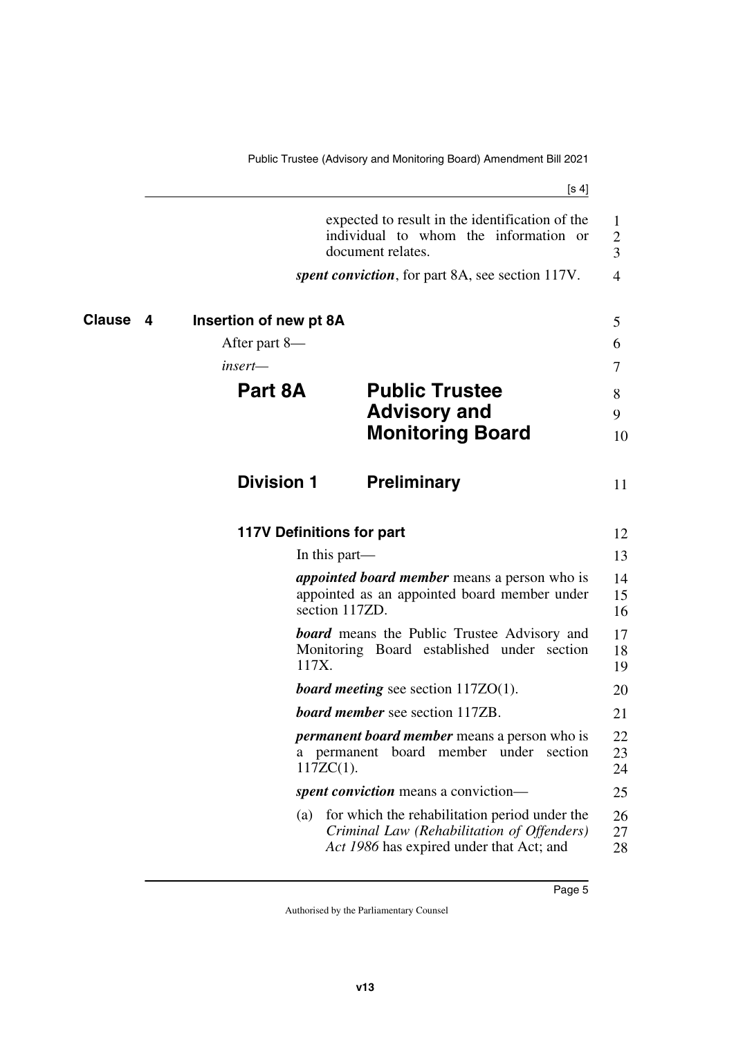expected to result in the identification of the individual to whom the information or document relates.

***spent conviction***, for part 8A, see section 117V.

**Clause 4 Insertion of new pt 8A**

After part 8—

*insert*—

# Part 8A Public Trustee Advisory and Monitoring Board

## Division 1 Preliminary

### 117V Definitions for part

In this part—

***appointed board member*** means a person who is appointed as an appointed board member under section 117ZD.

***board*** means the Public Trustee Advisory and Monitoring Board established under section 117X.

***board meeting*** see section 117ZO(1).

***board member*** see section 117ZB.

***permanent board member*** means a person who is a permanent board member under section 117ZC(1).

***spent conviction*** means a conviction—

(a) for which the rehabilitation period under the *Criminal Law (Rehabilitation of Offenders) Act 1986* has expired under that Act; and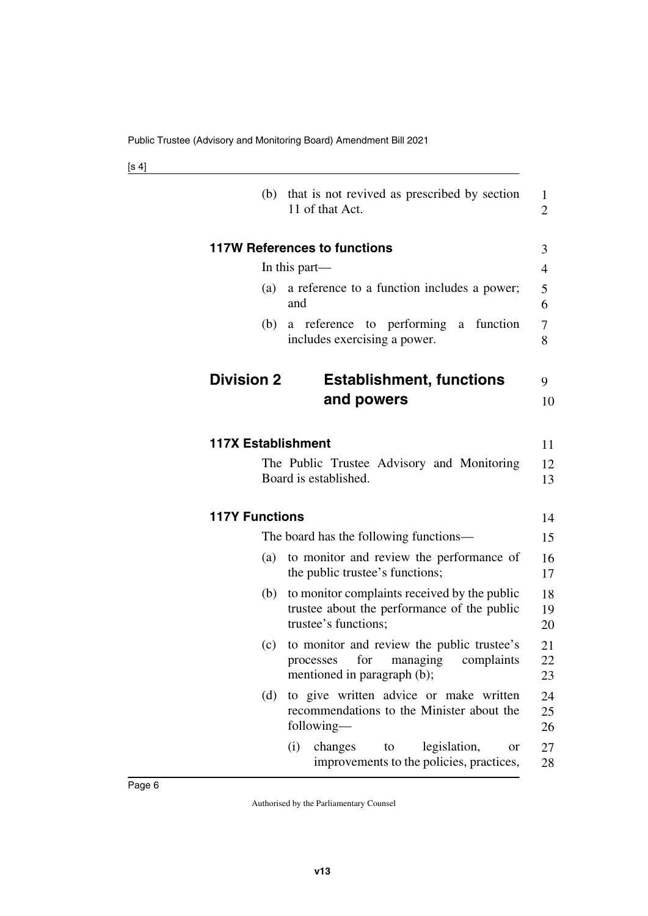(b) that is not revived as prescribed by section 11 of that Act.

**117W References to functions**

In this part—

(a) a reference to a function includes a power; and

(b) a reference to performing a function includes exercising a power.

## Division 2 Establishment, functions and powers

**117X Establishment**

The Public Trustee Advisory and Monitoring Board is established.

**117Y Functions**

The board has the following functions—

(a) to monitor and review the performance of the public trustee's functions;

(b) to monitor complaints received by the public trustee about the performance of the public trustee's functions;

(c) to monitor and review the public trustee's processes for managing complaints mentioned in paragraph (b);

(d) to give written advice or make written recommendations to the Minister about the following—

(i) changes to legislation, or improvements to the policies, practices,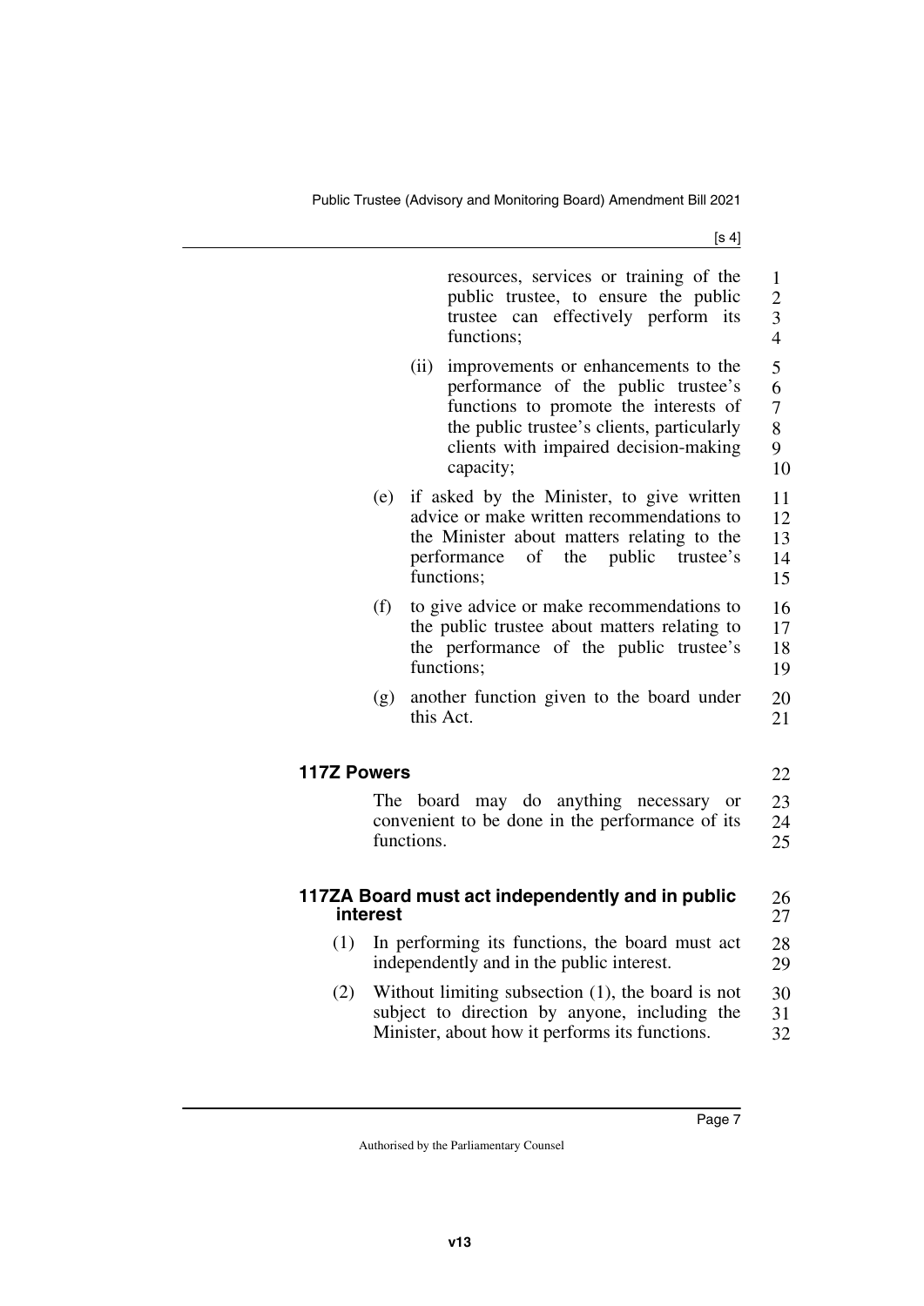resources, services or training of the public trustee, to ensure the public trustee can effectively perform its functions;

(ii) improvements or enhancements to the performance of the public trustee's functions to promote the interests of the public trustee's clients, particularly clients with impaired decision-making capacity;

(e) if asked by the Minister, to give written advice or make written recommendations to the Minister about matters relating to the performance of the public trustee's functions;

(f) to give advice or make recommendations to the public trustee about matters relating to the performance of the public trustee's functions;

(g) another function given to the board under this Act.

### 117Z Powers

The board may do anything necessary or convenient to be done in the performance of its functions.

### 117ZA Board must act independently and in public interest

(1) In performing its functions, the board must act independently and in the public interest.

(2) Without limiting subsection (1), the board is not subject to direction by anyone, including the Minister, about how it performs its functions.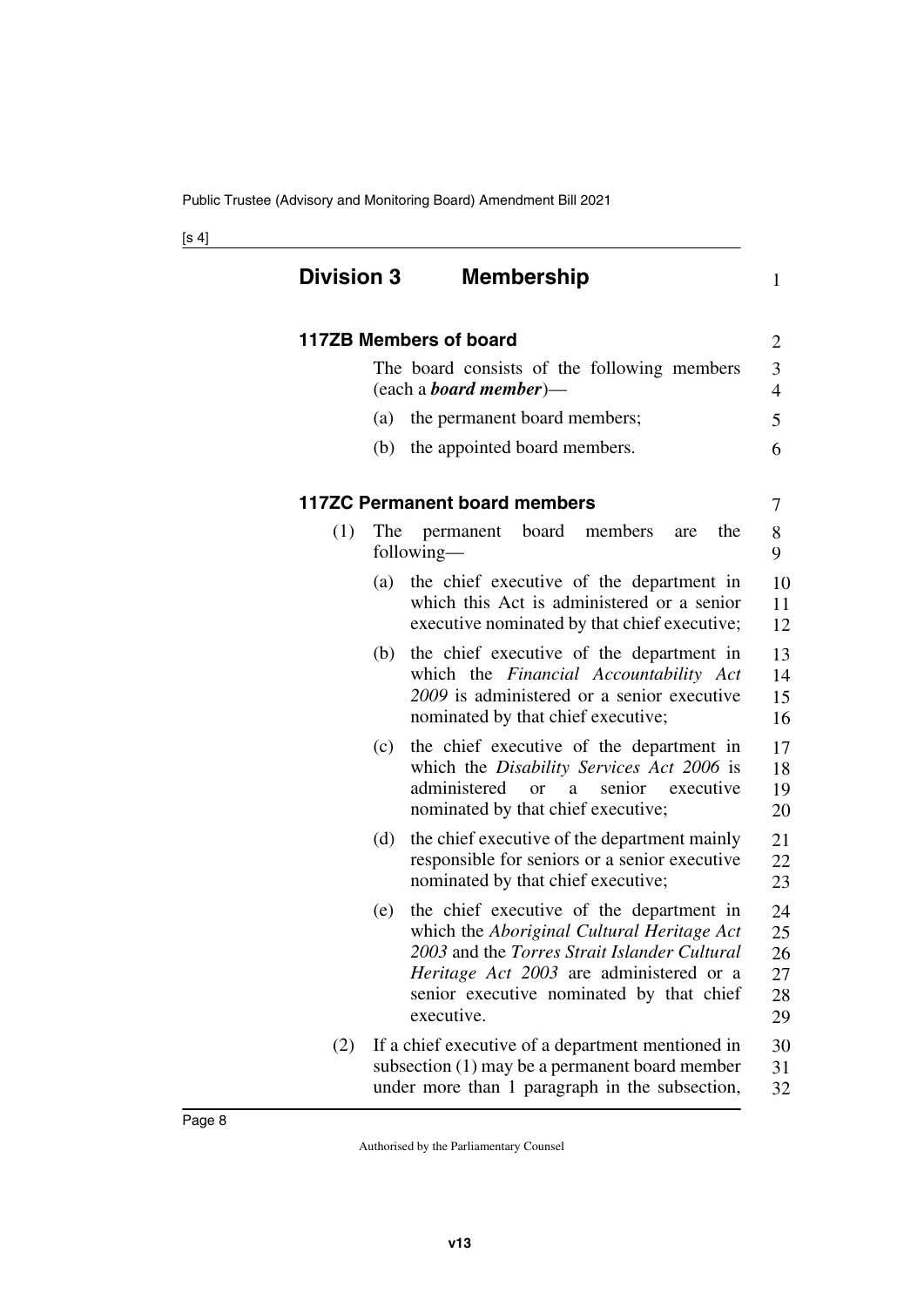## Division 3 Membership

### 117ZB Members of board

The board consists of the following members (each a ***board member***)—

(a) the permanent board members;

(b) the appointed board members.

### 117ZC Permanent board members

(1) The permanent board members are the following—

(a) the chief executive of the department in which this Act is administered or a senior executive nominated by that chief executive;

(b) the chief executive of the department in which the *Financial Accountability Act 2009* is administered or a senior executive nominated by that chief executive;

(c) the chief executive of the department in which the *Disability Services Act 2006* is administered or a senior executive nominated by that chief executive;

(d) the chief executive of the department mainly responsible for seniors or a senior executive nominated by that chief executive;

(e) the chief executive of the department in which the *Aboriginal Cultural Heritage Act 2003* and the *Torres Strait Islander Cultural Heritage Act 2003* are administered or a senior executive nominated by that chief executive.

(2) If a chief executive of a department mentioned in subsection (1) may be a permanent board member under more than 1 paragraph in the subsection,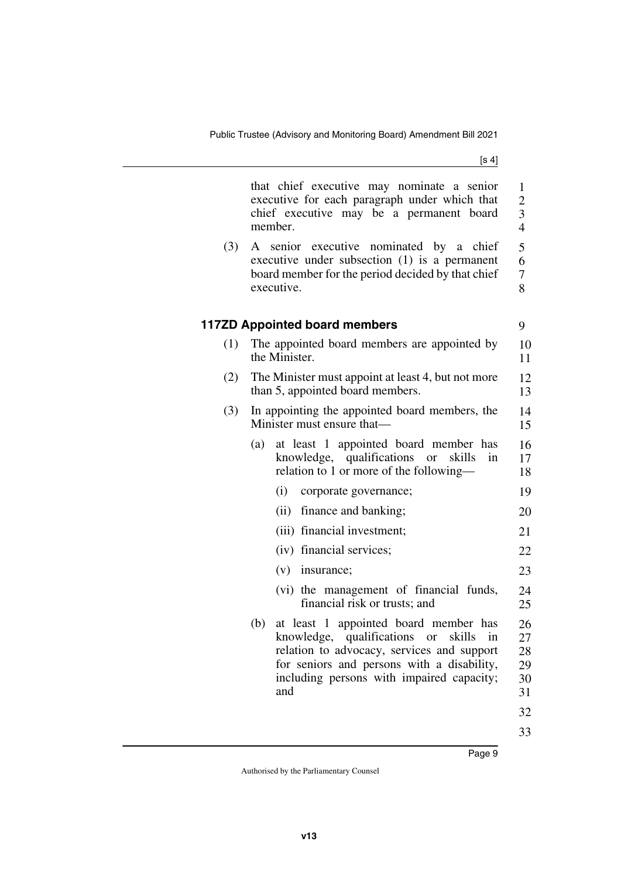that chief executive may nominate a senior executive for each paragraph under which that chief executive may be a permanent board member.

(3) A senior executive nominated by a chief executive under subsection (1) is a permanent board member for the period decided by that chief executive.

### 117ZD Appointed board members

(1) The appointed board members are appointed by the Minister.

(2) The Minister must appoint at least 4, but not more than 5, appointed board members.

(3) In appointing the appointed board members, the Minister must ensure that—

(a) at least 1 appointed board member has knowledge, qualifications or skills in relation to 1 or more of the following—

(i) corporate governance;

(ii) finance and banking;

(iii) financial investment;

(iv) financial services;

(v) insurance;

(vi) the management of financial funds, financial risk or trusts; and

(b) at least 1 appointed board member has knowledge, qualifications or skills in relation to advocacy, services and support for seniors and persons with a disability, including persons with impaired capacity; and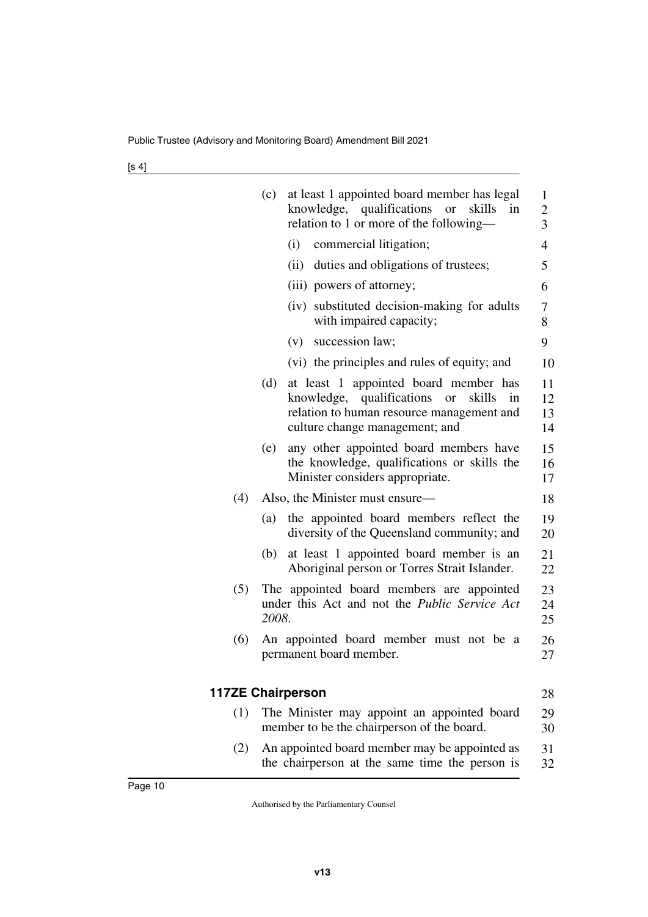(c) at least 1 appointed board member has legal knowledge, qualifications or skills in relation to 1 or more of the following—

(i) commercial litigation;

(ii) duties and obligations of trustees;

(iii) powers of attorney;

(iv) substituted decision-making for adults with impaired capacity;

(v) succession law;

(vi) the principles and rules of equity; and

(d) at least 1 appointed board member has knowledge, qualifications or skills in relation to human resource management and culture change management; and

(e) any other appointed board members have the knowledge, qualifications or skills the Minister considers appropriate.

(4) Also, the Minister must ensure—

(a) the appointed board members reflect the diversity of the Queensland community; and

(b) at least 1 appointed board member is an Aboriginal person or Torres Strait Islander.

(5) The appointed board members are appointed under this Act and not the *Public Service Act 2008*.

(6) An appointed board member must not be a permanent board member.

### 117ZE Chairperson

(1) The Minister may appoint an appointed board member to be the chairperson of the board.

(2) An appointed board member may be appointed as the chairperson at the same time the person is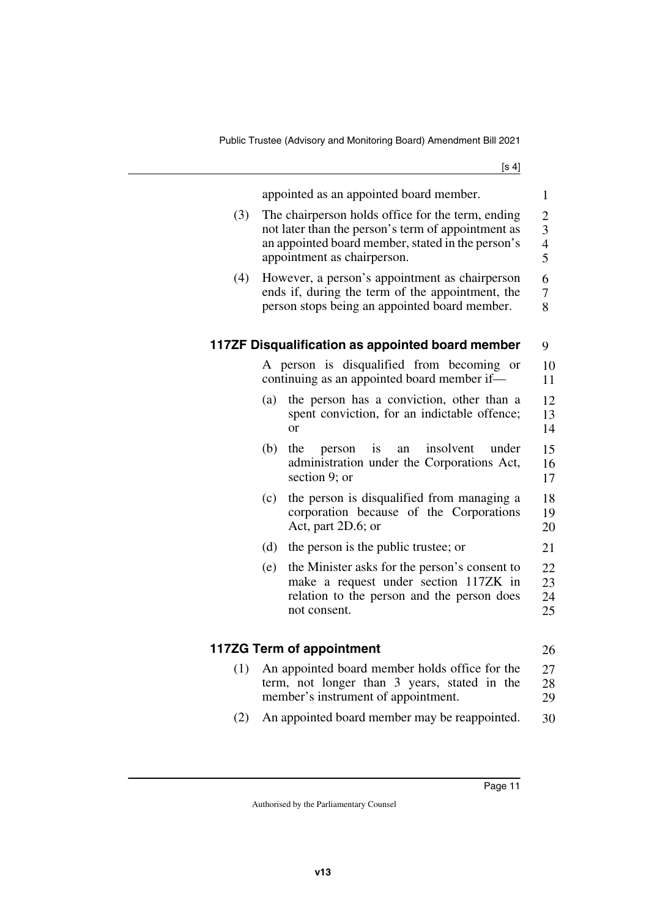appointed as an appointed board member.

(3) The chairperson holds office for the term, ending not later than the person's term of appointment as an appointed board member, stated in the person's appointment as chairperson.

(4) However, a person's appointment as chairperson ends if, during the term of the appointment, the person stops being an appointed board member.

### 117ZF Disqualification as appointed board member

A person is disqualified from becoming or continuing as an appointed board member if—

(a) the person has a conviction, other than a spent conviction, for an indictable offence; or

(b) the person is an insolvent under administration under the Corporations Act, section 9; or

(c) the person is disqualified from managing a corporation because of the Corporations Act, part 2D.6; or

(d) the person is the public trustee; or

(e) the Minister asks for the person's consent to make a request under section 117ZK in relation to the person and the person does not consent.

### 117ZG Term of appointment

(1) An appointed board member holds office for the term, not longer than 3 years, stated in the member's instrument of appointment.

(2) An appointed board member may be reappointed.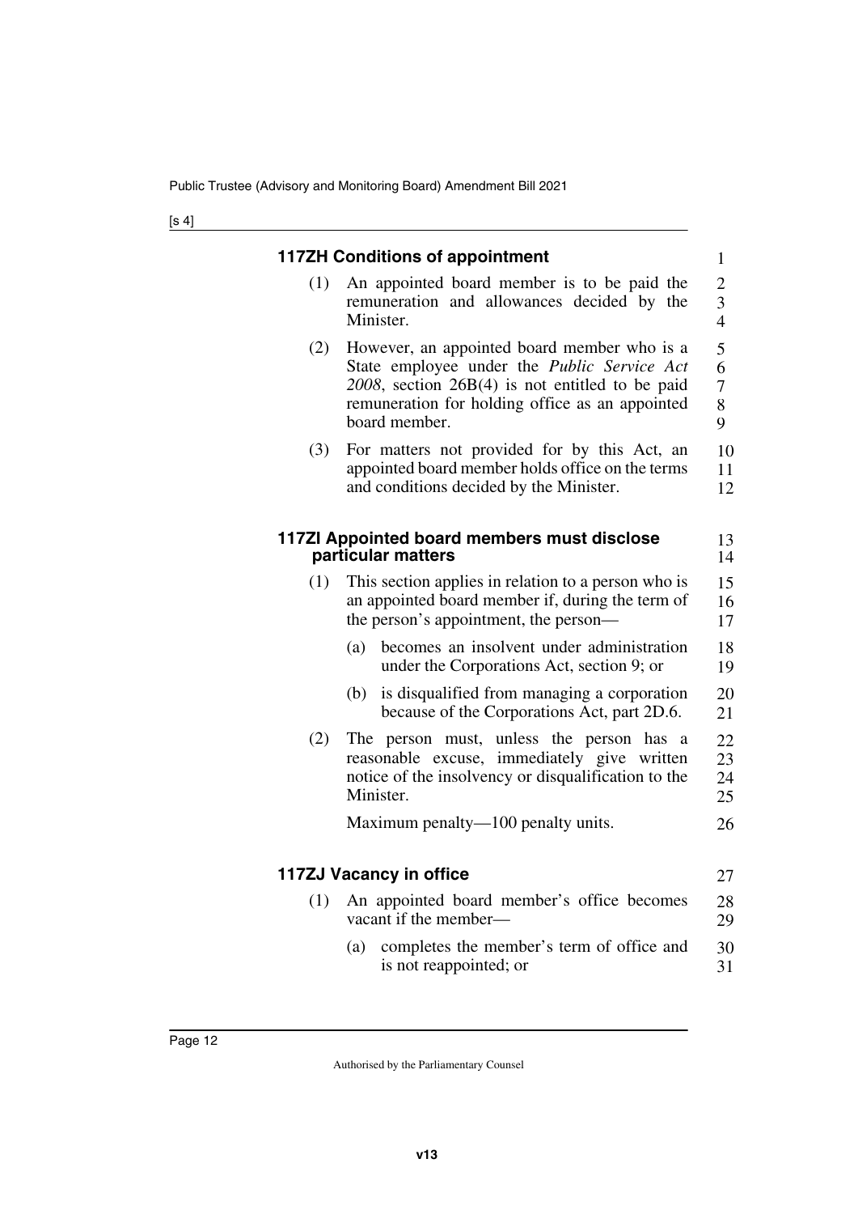**117ZH Conditions of appointment**

(1) An appointed board member is to be paid the remuneration and allowances decided by the Minister.

(2) However, an appointed board member who is a State employee under the *Public Service Act 2008*, section 26B(4) is not entitled to be paid remuneration for holding office as an appointed board member.

(3) For matters not provided for by this Act, an appointed board member holds office on the terms and conditions decided by the Minister.

**117ZI Appointed board members must disclose particular matters**

(1) This section applies in relation to a person who is an appointed board member if, during the term of the person's appointment, the person—

(a) becomes an insolvent under administration under the Corporations Act, section 9; or

(b) is disqualified from managing a corporation because of the Corporations Act, part 2D.6.

(2) The person must, unless the person has a reasonable excuse, immediately give written notice of the insolvency or disqualification to the Minister.

Maximum penalty—100 penalty units.

**117ZJ Vacancy in office**

(1) An appointed board member's office becomes vacant if the member—

(a) completes the member's term of office and is not reappointed; or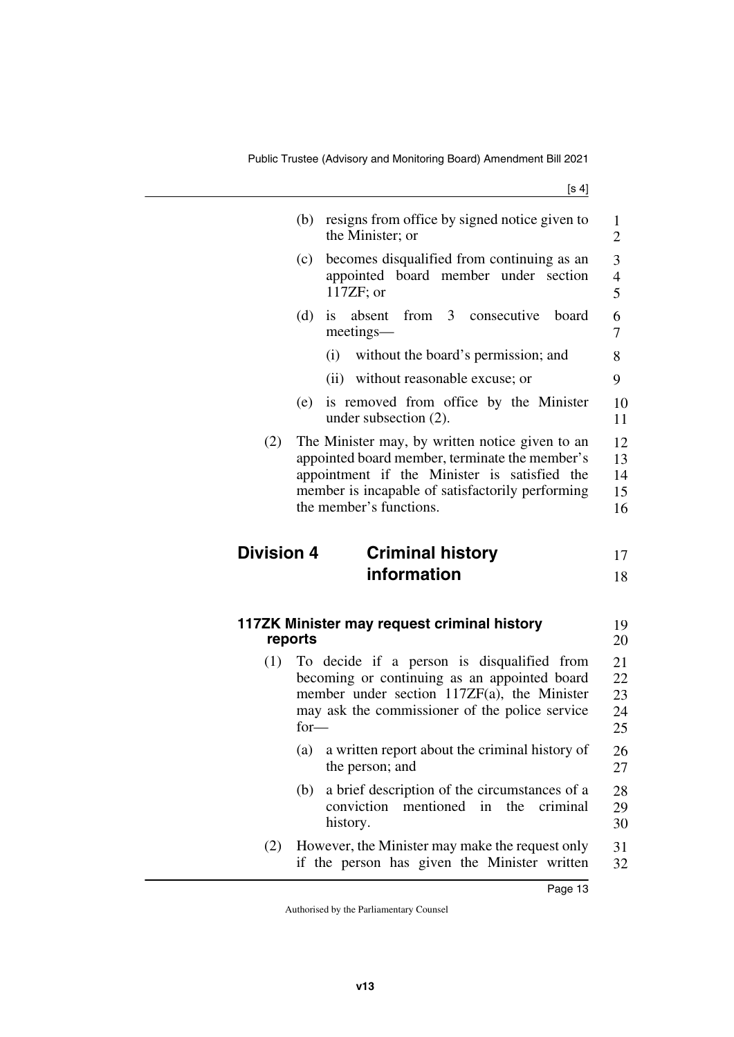(b) resigns from office by signed notice given to the Minister; or

(c) becomes disqualified from continuing as an appointed board member under section 117ZF; or

(d) is absent from 3 consecutive board meetings—

(i) without the board's permission; and

(ii) without reasonable excuse; or

(e) is removed from office by the Minister under subsection (2).

(2) The Minister may, by written notice given to an appointed board member, terminate the member's appointment if the Minister is satisfied the member is incapable of satisfactorily performing the member's functions.

## Division 4 Criminal history information

### 117ZK Minister may request criminal history reports

(1) To decide if a person is disqualified from becoming or continuing as an appointed board member under section 117ZF(a), the Minister may ask the commissioner of the police service for—

(a) a written report about the criminal history of the person; and

(b) a brief description of the circumstances of a conviction mentioned in the criminal history.

(2) However, the Minister may make the request only if the person has given the Minister written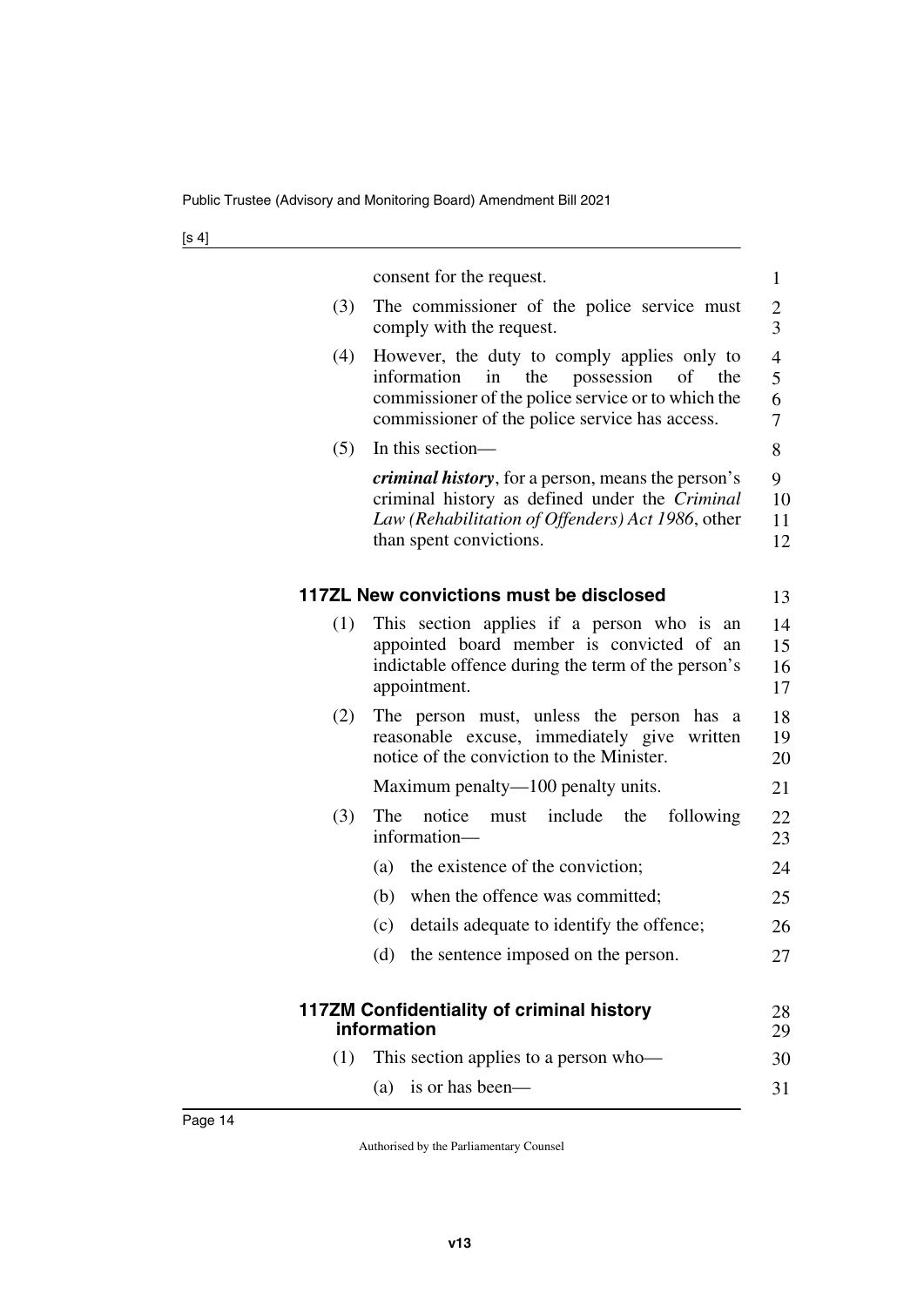consent for the request.

(3) The commissioner of the police service must comply with the request.

(4) However, the duty to comply applies only to information in the possession of the commissioner of the police service or to which the commissioner of the police service has access.

(5) In this section—

***criminal history***, for a person, means the person's criminal history as defined under the *Criminal Law (Rehabilitation of Offenders) Act 1986*, other than spent convictions.

### 117ZL New convictions must be disclosed

(1) This section applies if a person who is an appointed board member is convicted of an indictable offence during the term of the person's appointment.

(2) The person must, unless the person has a reasonable excuse, immediately give written notice of the conviction to the Minister.

Maximum penalty—100 penalty units.

(3) The notice must include the following information—

(a) the existence of the conviction;

(b) when the offence was committed;

(c) details adequate to identify the offence;

(d) the sentence imposed on the person.

### 117ZM Confidentiality of criminal history information

(1) This section applies to a person who—

(a) is or has been—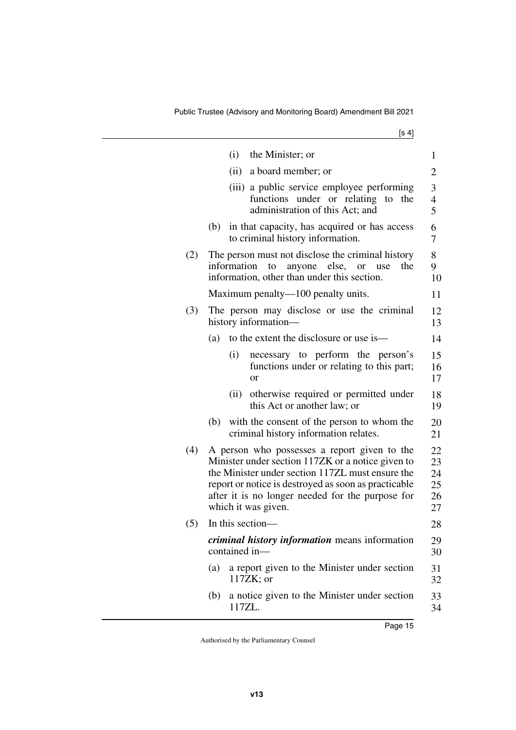(i) the Minister; or

(ii) a board member; or

(iii) a public service employee performing functions under or relating to the administration of this Act; and

(b) in that capacity, has acquired or has access to criminal history information.

(2) The person must not disclose the criminal history information to anyone else, or use the information, other than under this section.

Maximum penalty—100 penalty units.

(3) The person may disclose or use the criminal history information—

(a) to the extent the disclosure or use is—

(i) necessary to perform the person's functions under or relating to this part; or

(ii) otherwise required or permitted under this Act or another law; or

(b) with the consent of the person to whom the criminal history information relates.

(4) A person who possesses a report given to the Minister under section 117ZK or a notice given to the Minister under section 117ZL must ensure the report or notice is destroyed as soon as practicable after it is no longer needed for the purpose for which it was given.

(5) In this section—

***criminal history information*** means information contained in—

(a) a report given to the Minister under section 117ZK; or

(b) a notice given to the Minister under section 117ZL.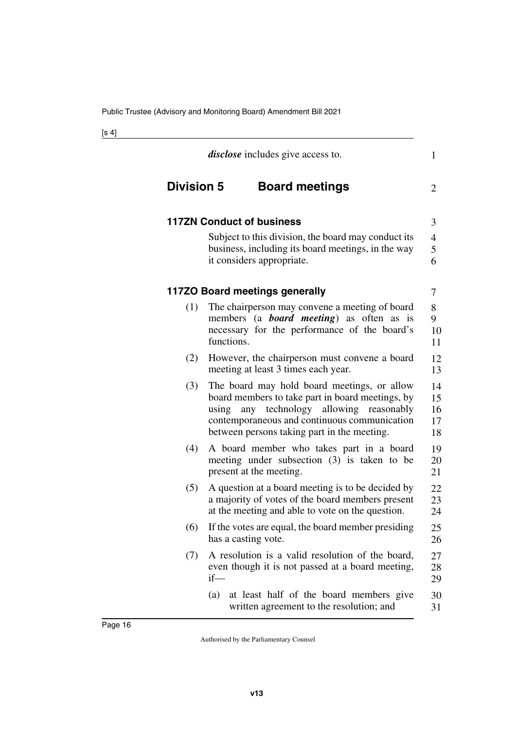***disclose*** includes give access to.

## Division 5 Board meetings

### 117ZN Conduct of business

Subject to this division, the board may conduct its business, including its board meetings, in the way it considers appropriate.

### 117ZO Board meetings generally

(1) The chairperson may convene a meeting of board members (a ***board meeting***) as often as is necessary for the performance of the board's functions.

(2) However, the chairperson must convene a board meeting at least 3 times each year.

(3) The board may hold board meetings, or allow board members to take part in board meetings, by using any technology allowing reasonably contemporaneous and continuous communication between persons taking part in the meeting.

(4) A board member who takes part in a board meeting under subsection (3) is taken to be present at the meeting.

(5) A question at a board meeting is to be decided by a majority of votes of the board members present at the meeting and able to vote on the question.

(6) If the votes are equal, the board member presiding has a casting vote.

(7) A resolution is a valid resolution of the board, even though it is not passed at a board meeting, if—

(a) at least half of the board members give written agreement to the resolution; and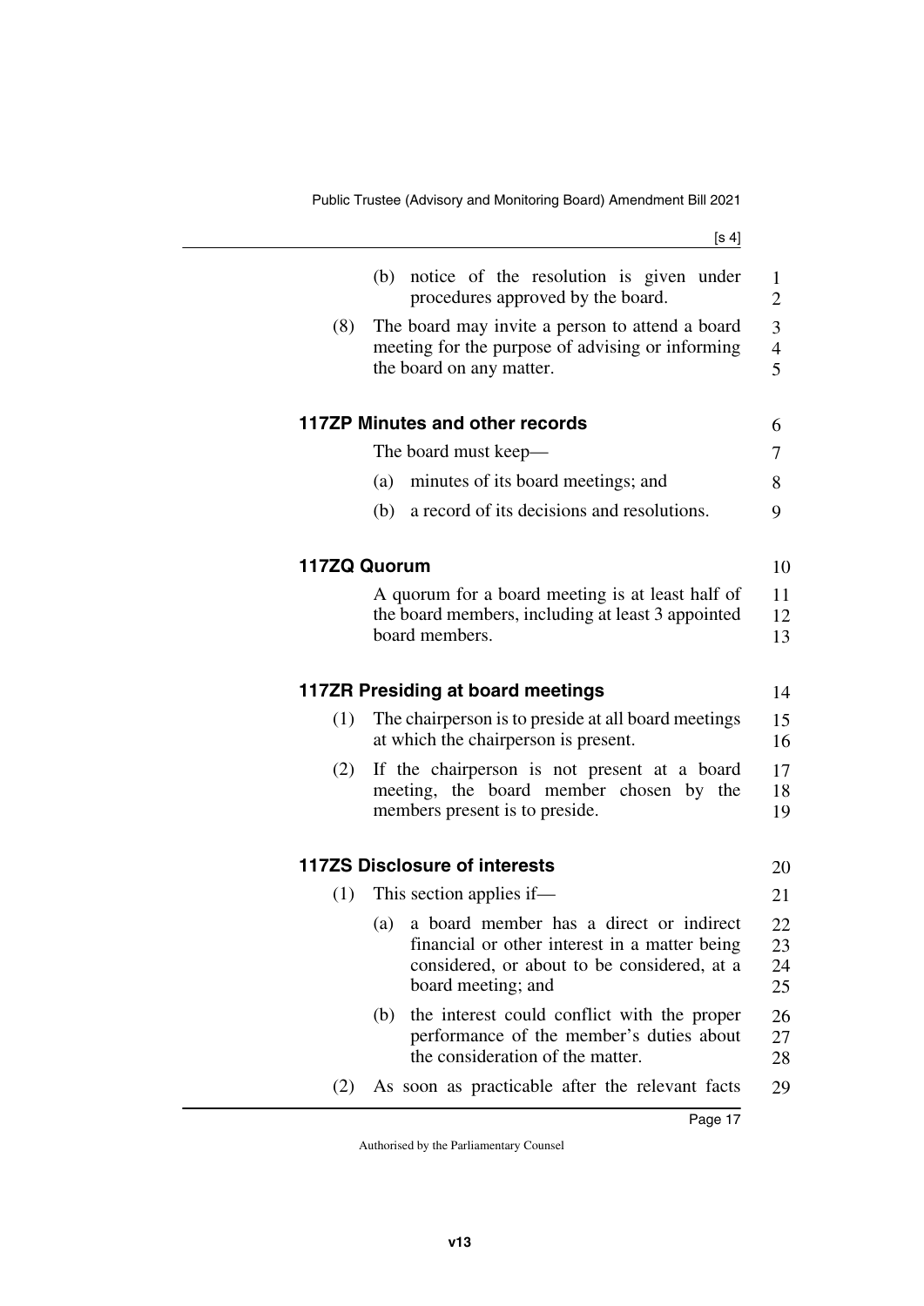(b) notice of the resolution is given under procedures approved by the board.

(8) The board may invite a person to attend a board meeting for the purpose of advising or informing the board on any matter.

### 117ZP Minutes and other records

The board must keep—

(a) minutes of its board meetings; and

(b) a record of its decisions and resolutions.

### 117ZQ Quorum

A quorum for a board meeting is at least half of the board members, including at least 3 appointed board members.

### 117ZR Presiding at board meetings

(1) The chairperson is to preside at all board meetings at which the chairperson is present.

(2) If the chairperson is not present at a board meeting, the board member chosen by the members present is to preside.

### 117ZS Disclosure of interests

(1) This section applies if—

(a) a board member has a direct or indirect financial or other interest in a matter being considered, or about to be considered, at a board meeting; and

(b) the interest could conflict with the proper performance of the member's duties about the consideration of the matter.

(2) As soon as practicable after the relevant facts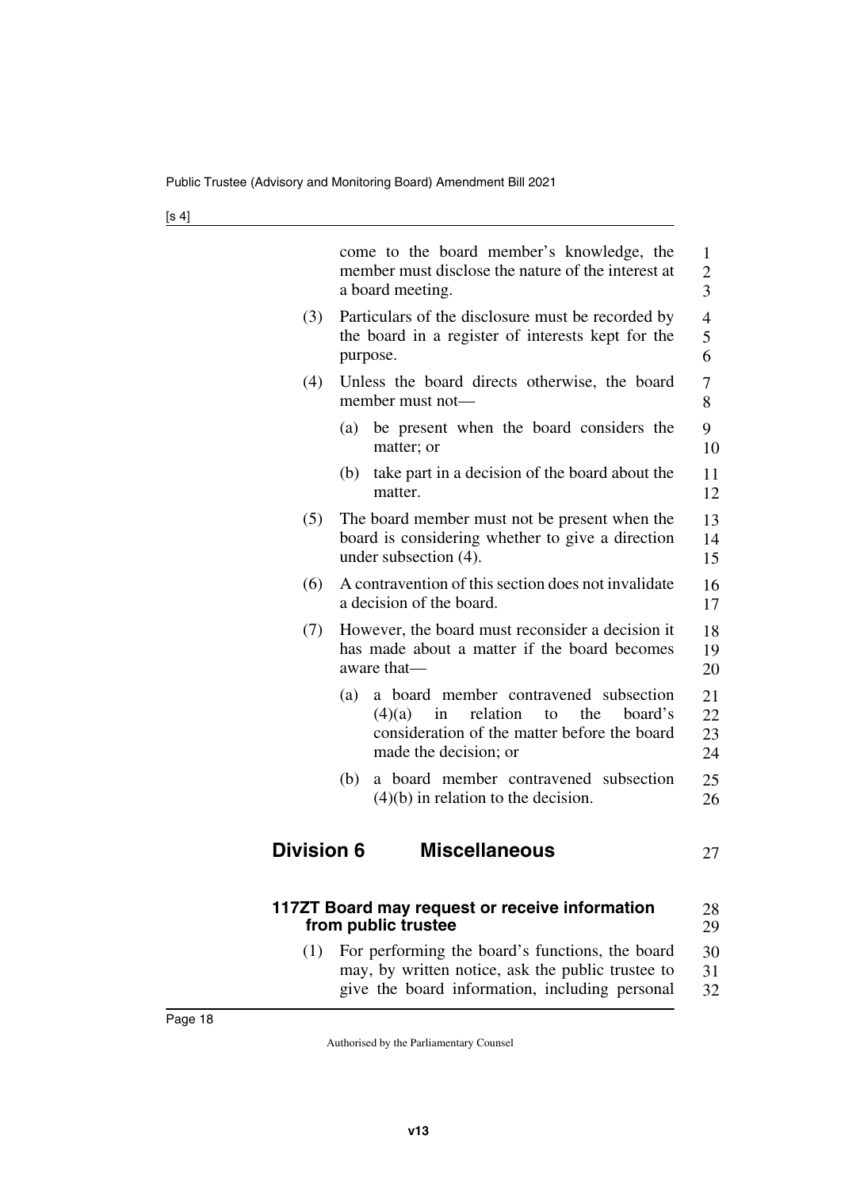come to the board member's knowledge, the member must disclose the nature of the interest at a board meeting.

(3) Particulars of the disclosure must be recorded by the board in a register of interests kept for the purpose.

(4) Unless the board directs otherwise, the board member must not—

(a) be present when the board considers the matter; or

(b) take part in a decision of the board about the matter.

(5) The board member must not be present when the board is considering whether to give a direction under subsection (4).

(6) A contravention of this section does not invalidate a decision of the board.

(7) However, the board must reconsider a decision it has made about a matter if the board becomes aware that—

(a) a board member contravened subsection (4)(a) in relation to the board's consideration of the matter before the board made the decision; or

(b) a board member contravened subsection (4)(b) in relation to the decision.

## Division 6 Miscellaneous

### 117ZT Board may request or receive information from public trustee

(1) For performing the board's functions, the board may, by written notice, ask the public trustee to give the board information, including personal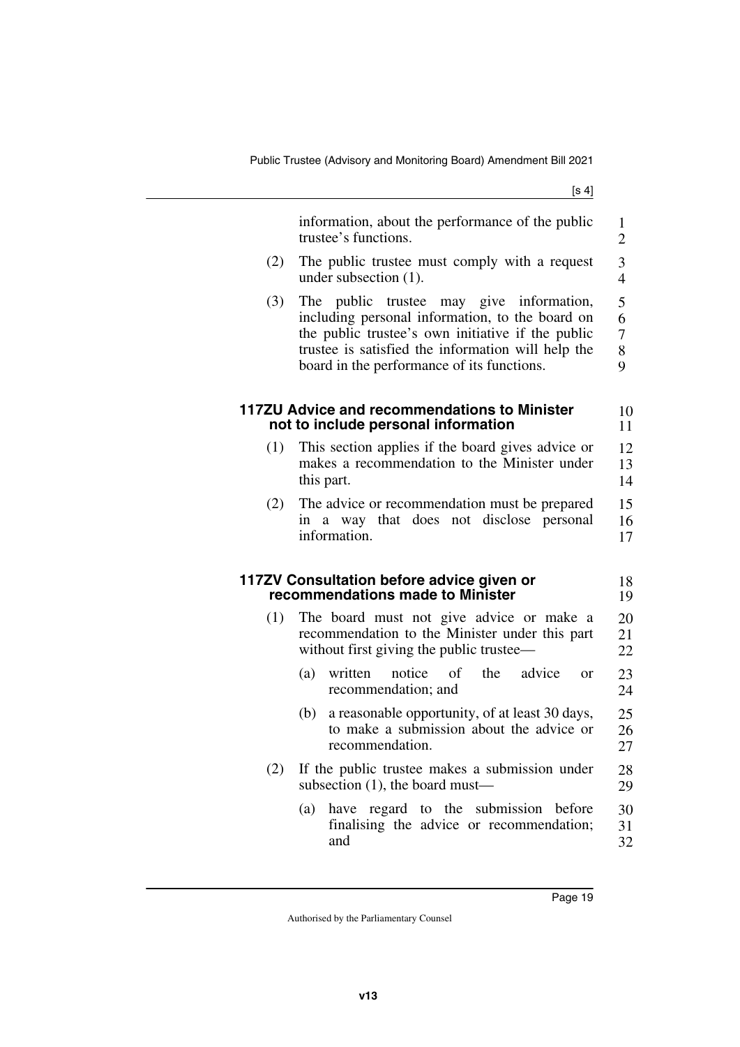information, about the performance of the public trustee's functions.

(2) The public trustee must comply with a request under subsection (1).

(3) The public trustee may give information, including personal information, to the board on the public trustee's own initiative if the public trustee is satisfied the information will help the board in the performance of its functions.

### 117ZU Advice and recommendations to Minister not to include personal information

(1) This section applies if the board gives advice or makes a recommendation to the Minister under this part.

(2) The advice or recommendation must be prepared in a way that does not disclose personal information.

### 117ZV Consultation before advice given or recommendations made to Minister

(1) The board must not give advice or make a recommendation to the Minister under this part without first giving the public trustee—

(a) written notice of the advice or recommendation; and

(b) a reasonable opportunity, of at least 30 days, to make a submission about the advice or recommendation.

(2) If the public trustee makes a submission under subsection (1), the board must—

(a) have regard to the submission before finalising the advice or recommendation; and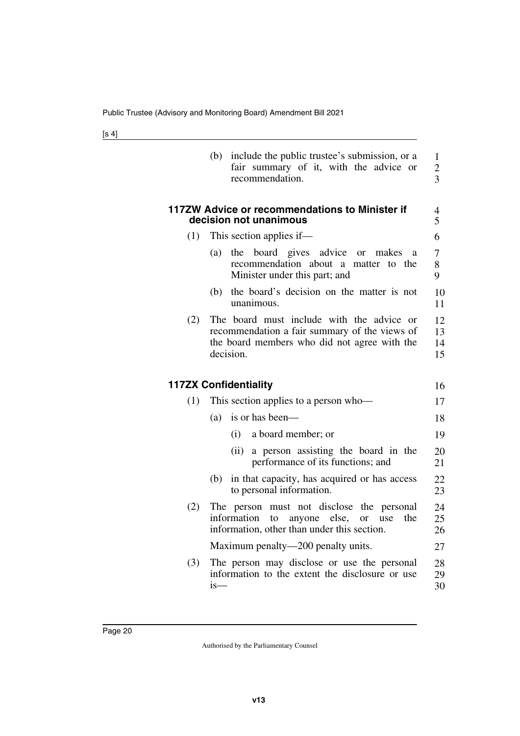(b) include the public trustee's submission, or a fair summary of it, with the advice or recommendation.

### 117ZW Advice or recommendations to Minister if decision not unanimous

(1) This section applies if—

(a) the board gives advice or makes a recommendation about a matter to the Minister under this part; and

(b) the board's decision on the matter is not unanimous.

(2) The board must include with the advice or recommendation a fair summary of the views of the board members who did not agree with the decision.

### 117ZX Confidentiality

(1) This section applies to a person who—

(a) is or has been—

(i) a board member; or

(ii) a person assisting the board in the performance of its functions; and

(b) in that capacity, has acquired or has access to personal information.

(2) The person must not disclose the personal information to anyone else, or use the information, other than under this section.

Maximum penalty—200 penalty units.

(3) The person may disclose or use the personal information to the extent the disclosure or use is—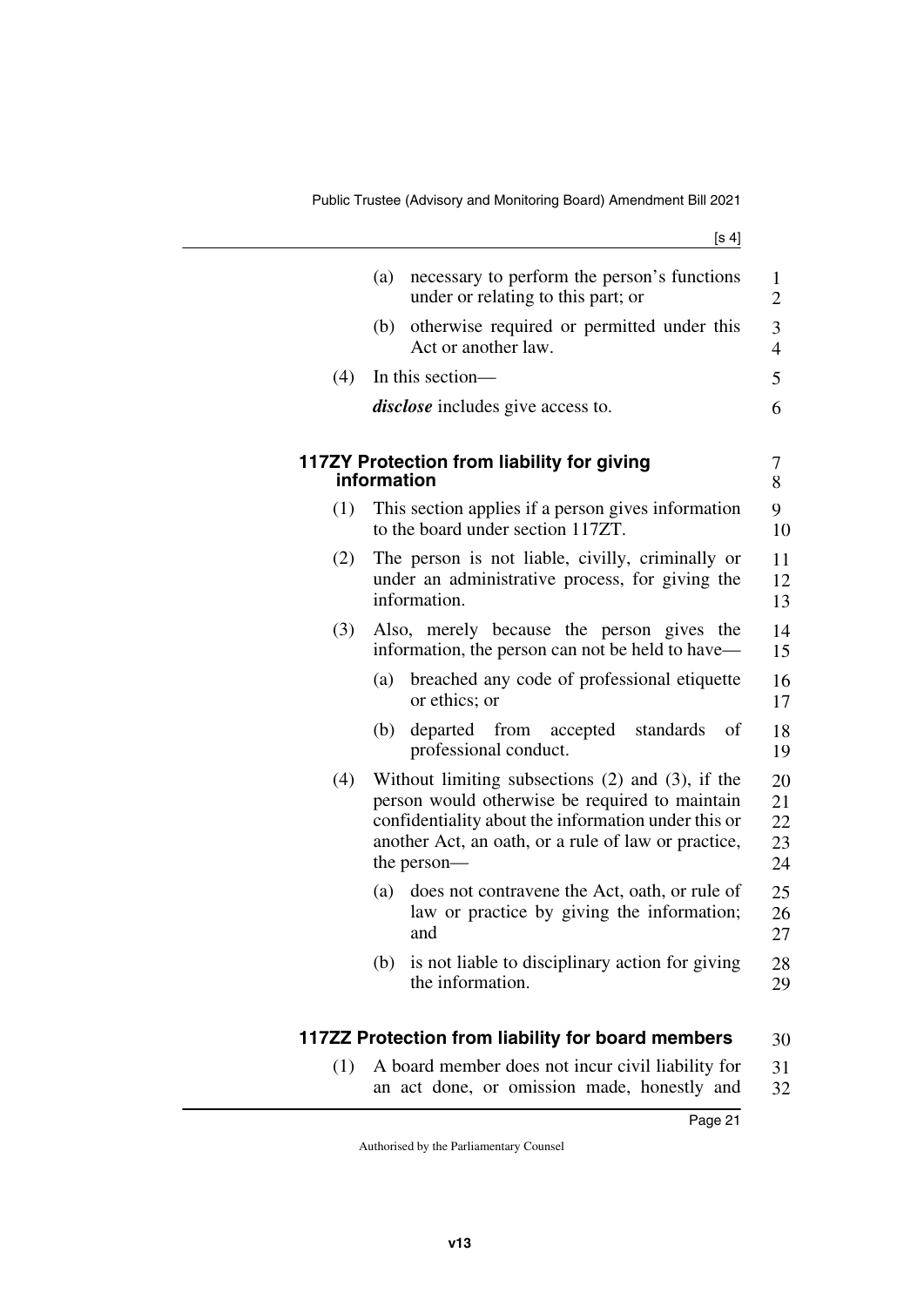(a) necessary to perform the person's functions under or relating to this part; or

(b) otherwise required or permitted under this Act or another law.

(4) In this section—

***disclose*** includes give access to.

### 117ZY Protection from liability for giving information

(1) This section applies if a person gives information to the board under section 117ZT.

(2) The person is not liable, civilly, criminally or under an administrative process, for giving the information.

(3) Also, merely because the person gives the information, the person can not be held to have—

(a) breached any code of professional etiquette or ethics; or

(b) departed from accepted standards of professional conduct.

(4) Without limiting subsections (2) and (3), if the person would otherwise be required to maintain confidentiality about the information under this or another Act, an oath, or a rule of law or practice, the person—

(a) does not contravene the Act, oath, or rule of law or practice by giving the information; and

(b) is not liable to disciplinary action for giving the information.

### 117ZZ Protection from liability for board members

(1) A board member does not incur civil liability for an act done, or omission made, honestly and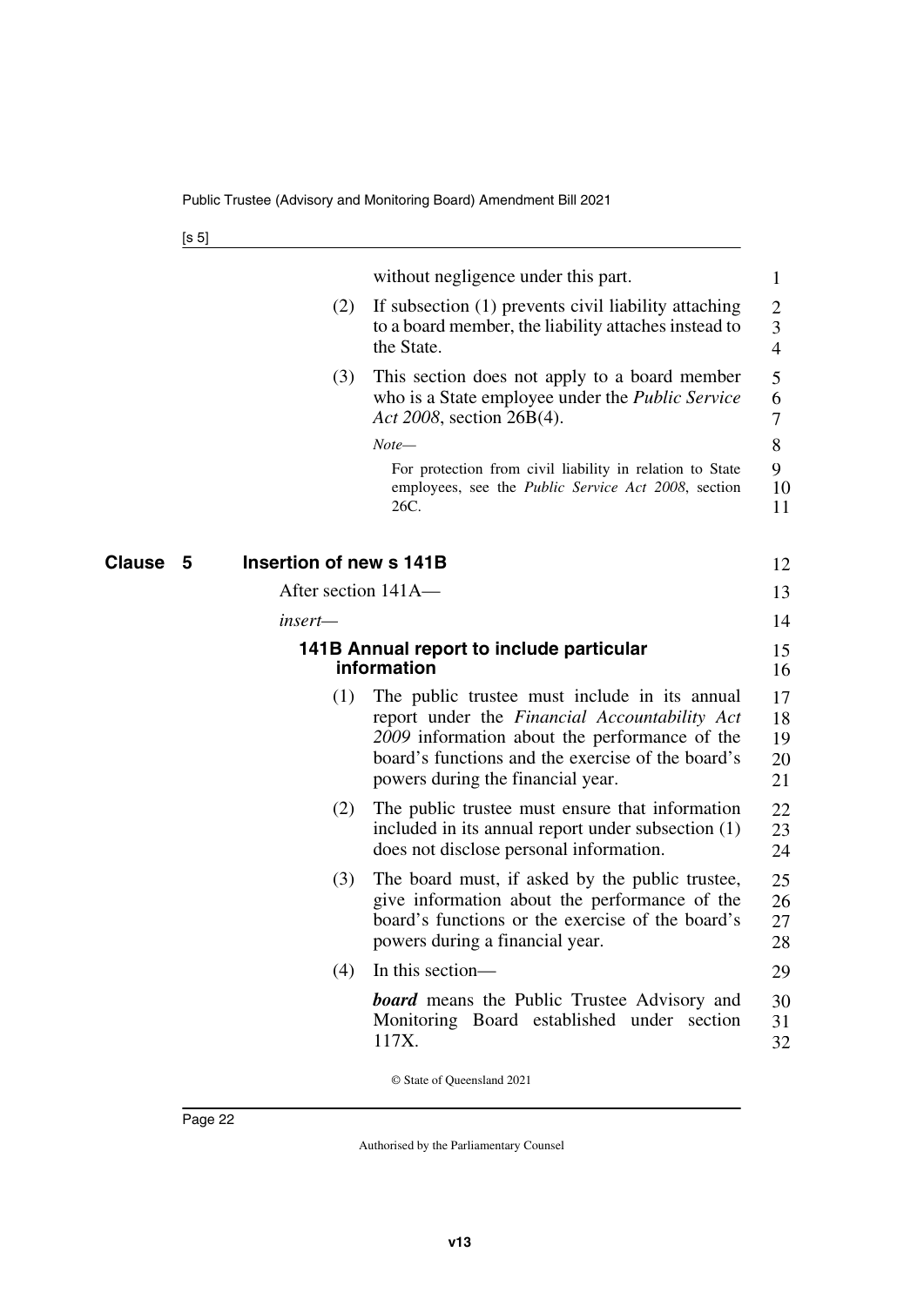without negligence under this part.

(2) If subsection (1) prevents civil liability attaching to a board member, the liability attaches instead to the State.

(3) This section does not apply to a board member who is a State employee under the *Public Service Act 2008*, section 26B(4).

*Note—*

For protection from civil liability in relation to State employees, see the *Public Service Act 2008*, section 26C.

## Clause 5 Insertion of new s 141B

After section 141A—

*insert—*

### 141B Annual report to include particular information

(1) The public trustee must include in its annual report under the *Financial Accountability Act 2009* information about the performance of the board's functions and the exercise of the board's powers during the financial year.

(2) The public trustee must ensure that information included in its annual report under subsection (1) does not disclose personal information.

(3) The board must, if asked by the public trustee, give information about the performance of the board's functions or the exercise of the board's powers during a financial year.

(4) In this section—

***board*** means the Public Trustee Advisory and Monitoring Board established under section 117X.

© State of Queensland 2021